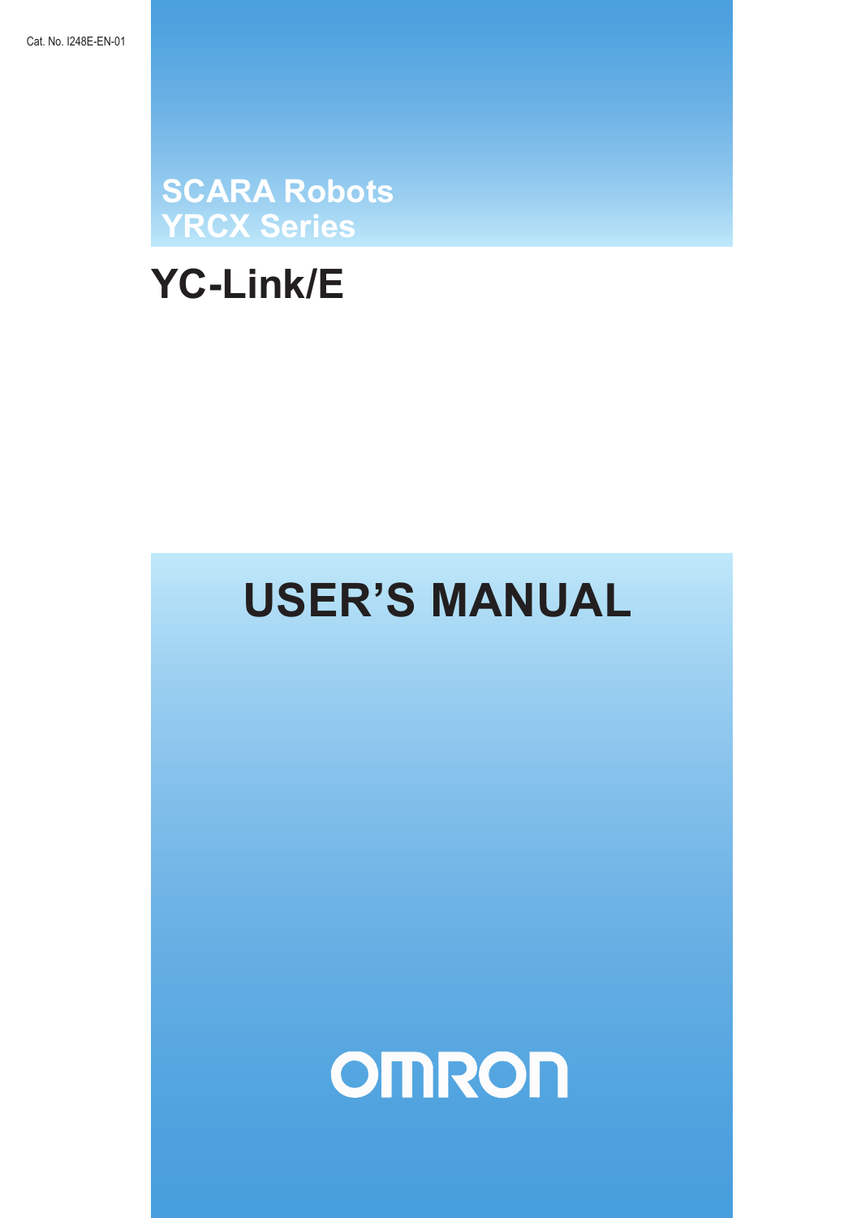Cat. No. I248E-EN-01

SCARA Robots
YRCX Series

# YC-Link/E

# USER'S MANUAL

OMRON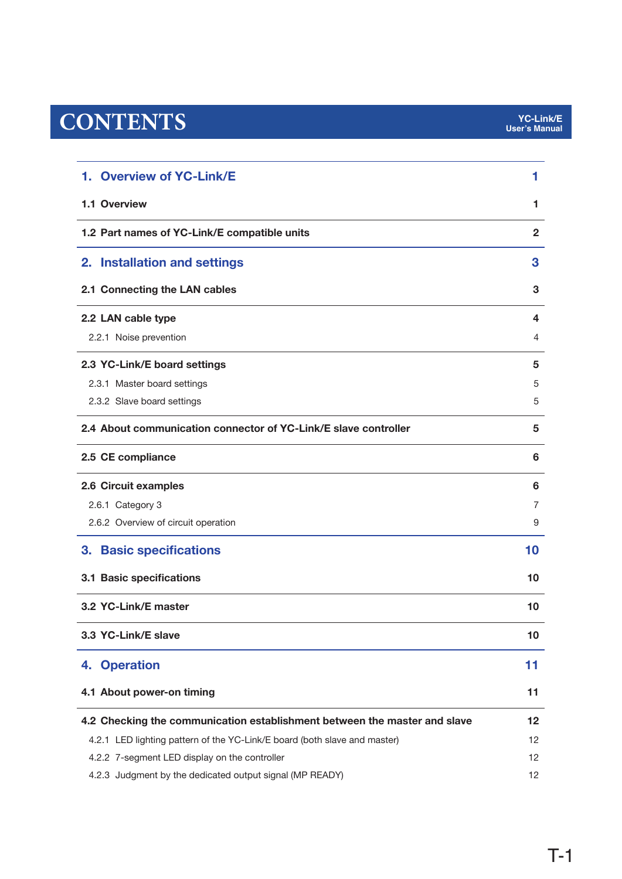# CONTENTS

| | |
|---|---|
| **1. Overview of YC-Link/E** | **1** |
| **1.1 Overview** | **1** |
| **1.2 Part names of YC-Link/E compatible units** | **2** |
| **2. Installation and settings** | **3** |
| **2.1 Connecting the LAN cables** | **3** |
| **2.2 LAN cable type** | **4** |
| 2.2.1 Noise prevention | 4 |
| **2.3 YC-Link/E board settings** | **5** |
| 2.3.1 Master board settings | 5 |
| 2.3.2 Slave board settings | 5 |
| **2.4 About communication connector of YC-Link/E slave controller** | **5** |
| **2.5 CE compliance** | **6** |
| **2.6 Circuit examples** | **6** |
| 2.6.1 Category 3 | 7 |
| 2.6.2 Overview of circuit operation | 9 |
| **3. Basic specifications** | **10** |
| **3.1 Basic specifications** | **10** |
| **3.2 YC-Link/E master** | **10** |
| **3.3 YC-Link/E slave** | **10** |
| **4. Operation** | **11** |
| **4.1 About power-on timing** | **11** |
| **4.2 Checking the communication establishment between the master and slave** | **12** |
| 4.2.1 LED lighting pattern of the YC-Link/E board (both slave and master) | 12 |
| 4.2.2 7-segment LED display on the controller | 12 |
| 4.2.3 Judgment by the dedicated output signal (MP READY) | 12 |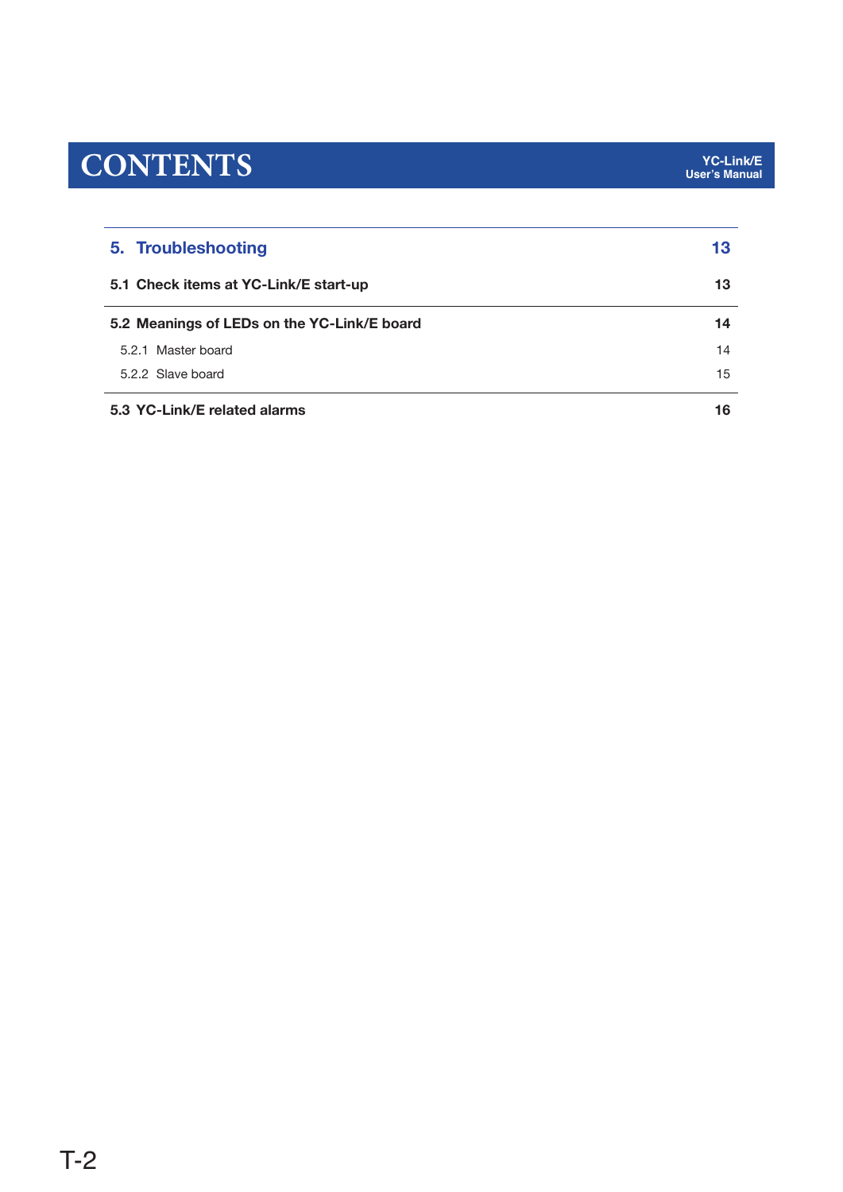# CONTENTS

| | |
|---|---|
| **5. Troubleshooting** | **13** |
| **5.1 Check items at YC-Link/E start-up** | **13** |
| **5.2 Meanings of LEDs on the YC-Link/E board** | **14** |
| 5.2.1 Master board | 14 |
| 5.2.2 Slave board | 15 |
| **5.3 YC-Link/E related alarms** | **16** |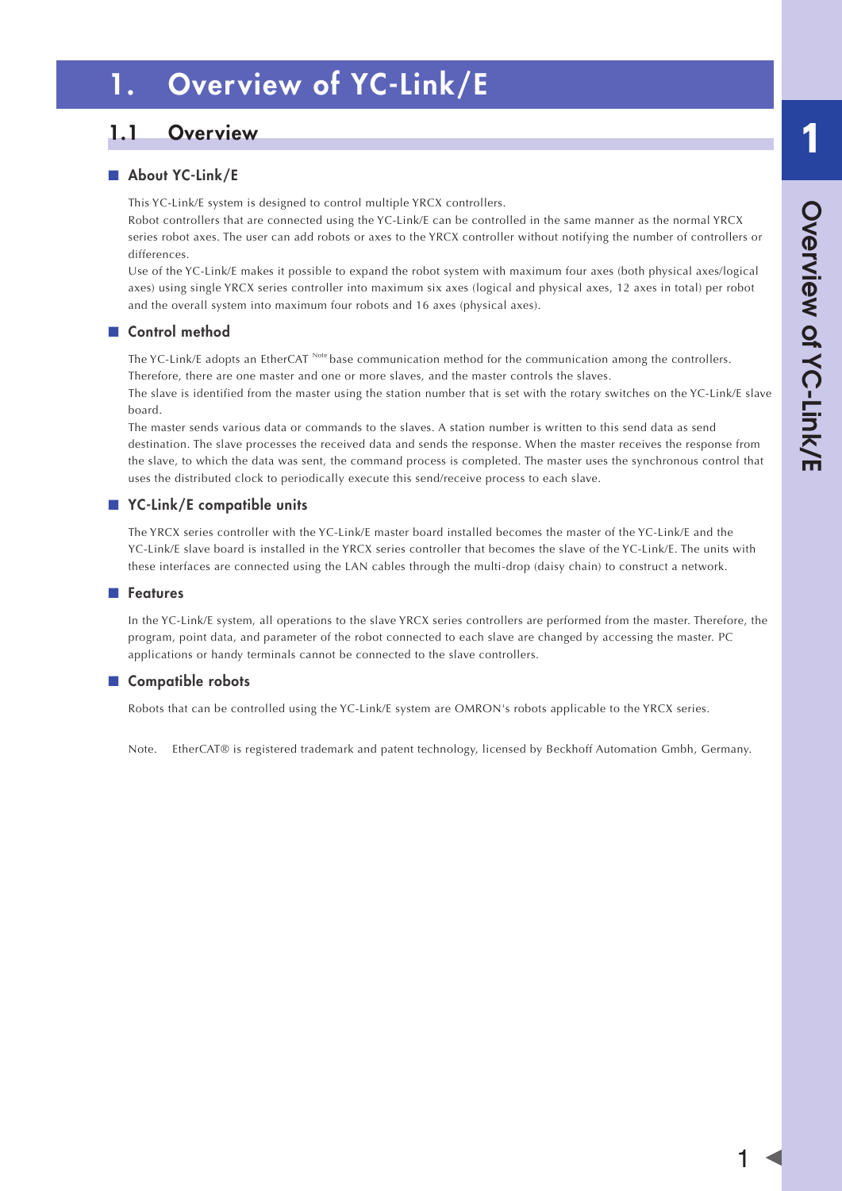# 1. Overview of YC-Link/E

## 1.1 Overview

### ■ About YC-Link/E

This YC-Link/E system is designed to control multiple YRCX controllers.
Robot controllers that are connected using the YC-Link/E can be controlled in the same manner as the normal YRCX series robot axes. The user can add robots or axes to the YRCX controller without notifying the number of controllers or differences.
Use of the YC-Link/E makes it possible to expand the robot system with maximum four axes (both physical axes/logical axes) using single YRCX series controller into maximum six axes (logical and physical axes, 12 axes in total) per robot and the overall system into maximum four robots and 16 axes (physical axes).

### ■ Control method

The YC-Link/E adopts an EtherCAT [Note] base communication method for the communication among the controllers. Therefore, there are one master and one or more slaves, and the master controls the slaves.
The slave is identified from the master using the station number that is set with the rotary switches on the YC-Link/E slave board.
The master sends various data or commands to the slaves. A station number is written to this send data as send destination. The slave processes the received data and sends the response. When the master receives the response from the slave, to which the data was sent, the command process is completed. The master uses the synchronous control that uses the distributed clock to periodically execute this send/receive process to each slave.

### ■ YC-Link/E compatible units

The YRCX series controller with the YC-Link/E master board installed becomes the master of the YC-Link/E and the YC-Link/E slave board is installed in the YRCX series controller that becomes the slave of the YC-Link/E. The units with these interfaces are connected using the LAN cables through the multi-drop (daisy chain) to construct a network.

### ■ Features

In the YC-Link/E system, all operations to the slave YRCX series controllers are performed from the master. Therefore, the program, point data, and parameter of the robot connected to each slave are changed by accessing the master. PC applications or handy terminals cannot be connected to the slave controllers.

### ■ Compatible robots

Robots that can be controlled using the YC-Link/E system are OMRON's robots applicable to the YRCX series.

Note. EtherCAT® is registered trademark and patent technology, licensed by Beckhoff Automation Gmbh, Germany.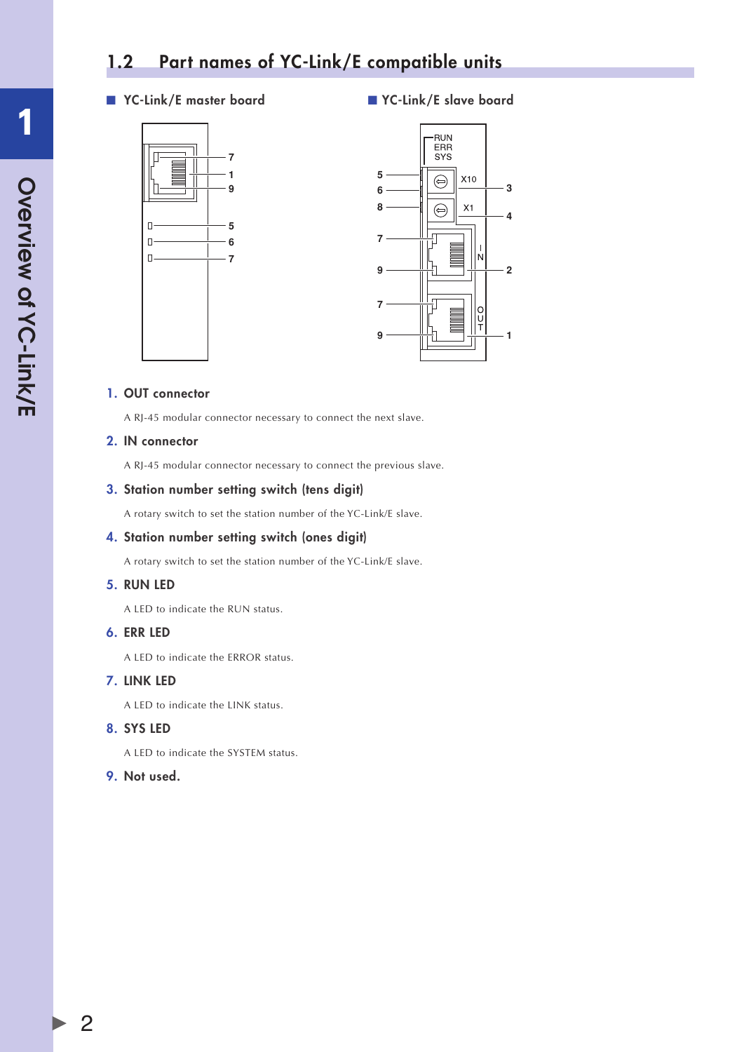## 1.2 Part names of YC-Link/E compatible units

■ YC-Link/E master board

■ YC-Link/E slave board

1. **OUT connector**

   A RJ-45 modular connector necessary to connect the next slave.

2. **IN connector**

   A RJ-45 modular connector necessary to connect the previous slave.

3. **Station number setting switch (tens digit)**

   A rotary switch to set the station number of the YC-Link/E slave.

4. **Station number setting switch (ones digit)**

   A rotary switch to set the station number of the YC-Link/E slave.

5. **RUN LED**

   A LED to indicate the RUN status.

6. **ERR LED**

   A LED to indicate the ERROR status.

7. **LINK LED**

   A LED to indicate the LINK status.

8. **SYS LED**

   A LED to indicate the SYSTEM status.

9. **Not used.**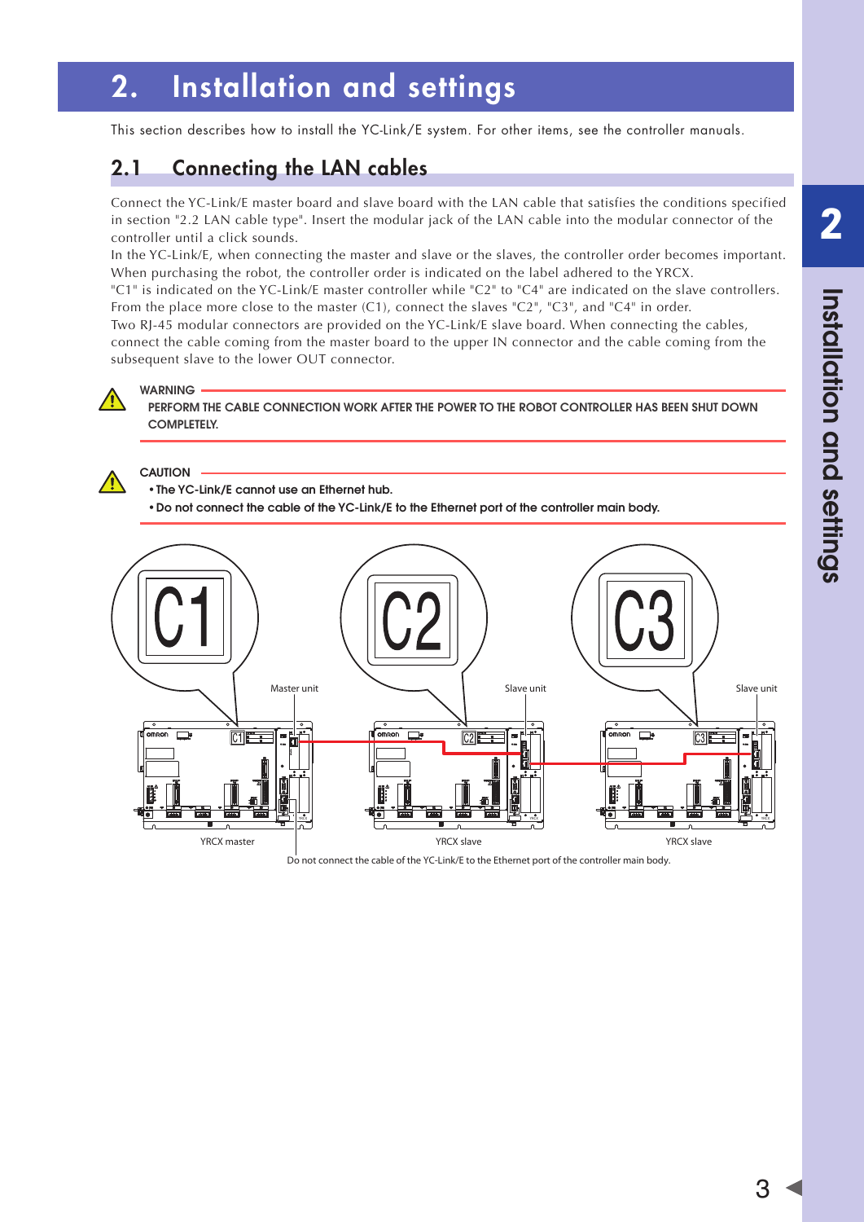# 2. Installation and settings

This section describes how to install the YC-Link/E system. For other items, see the controller manuals.

## 2.1 Connecting the LAN cables

Connect the YC-Link/E master board and slave board with the LAN cable that satisfies the conditions specified in section "2.2 LAN cable type". Insert the modular jack of the LAN cable into the modular connector of the controller until a click sounds.

In the YC-Link/E, when connecting the master and slave or the slaves, the controller order becomes important. When purchasing the robot, the controller order is indicated on the label adhered to the YRCX.

"C1" is indicated on the YC-Link/E master controller while "C2" to "C4" are indicated on the slave controllers. From the place more close to the master (C1), connect the slaves "C2", "C3", and "C4" in order.

Two RJ-45 modular connectors are provided on the YC-Link/E slave board. When connecting the cables, connect the cable coming from the master board to the upper IN connector and the cable coming from the subsequent slave to the lower OUT connector.

**WARNING**

**PERFORM THE CABLE CONNECTION WORK AFTER THE POWER TO THE ROBOT CONTROLLER HAS BEEN SHUT DOWN COMPLETELY.**

**CAUTION**

- **The YC-Link/E cannot use an Ethernet hub.**
- **Do not connect the cable of the YC-Link/E to the Ethernet port of the controller main body.**

C1 — Master unit — YRCX master

C2 — Slave unit — YRCX slave

C3 — Slave unit — YRCX slave

Do not connect the cable of the YC-Link/E to the Ethernet port of the controller main body.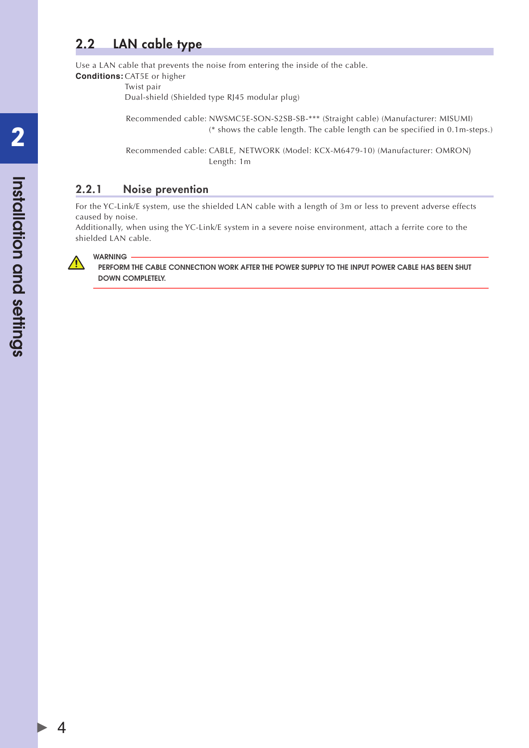## 2.2 LAN cable type

Use a LAN cable that prevents the noise from entering the inside of the cable.

**Conditions:** CAT5E or higher
Twist pair
Dual-shield (Shielded type RJ45 modular plug)

Recommended cable: NWSMC5E-SON-S2SB-SB-*** (Straight cable) (Manufacturer: MISUMI)
(* shows the cable length. The cable length can be specified in 0.1m-steps.)

Recommended cable: CABLE, NETWORK (Model: KCX-M6479-10) (Manufacturer: OMRON)
Length: 1m

### 2.2.1 Noise prevention

For the YC-Link/E system, use the shielded LAN cable with a length of 3m or less to prevent adverse effects caused by noise.
Additionally, when using the YC-Link/E system in a severe noise environment, attach a ferrite core to the shielded LAN cable.

**WARNING**

**PERFORM THE CABLE CONNECTION WORK AFTER THE POWER SUPPLY TO THE INPUT POWER CABLE HAS BEEN SHUT DOWN COMPLETELY.**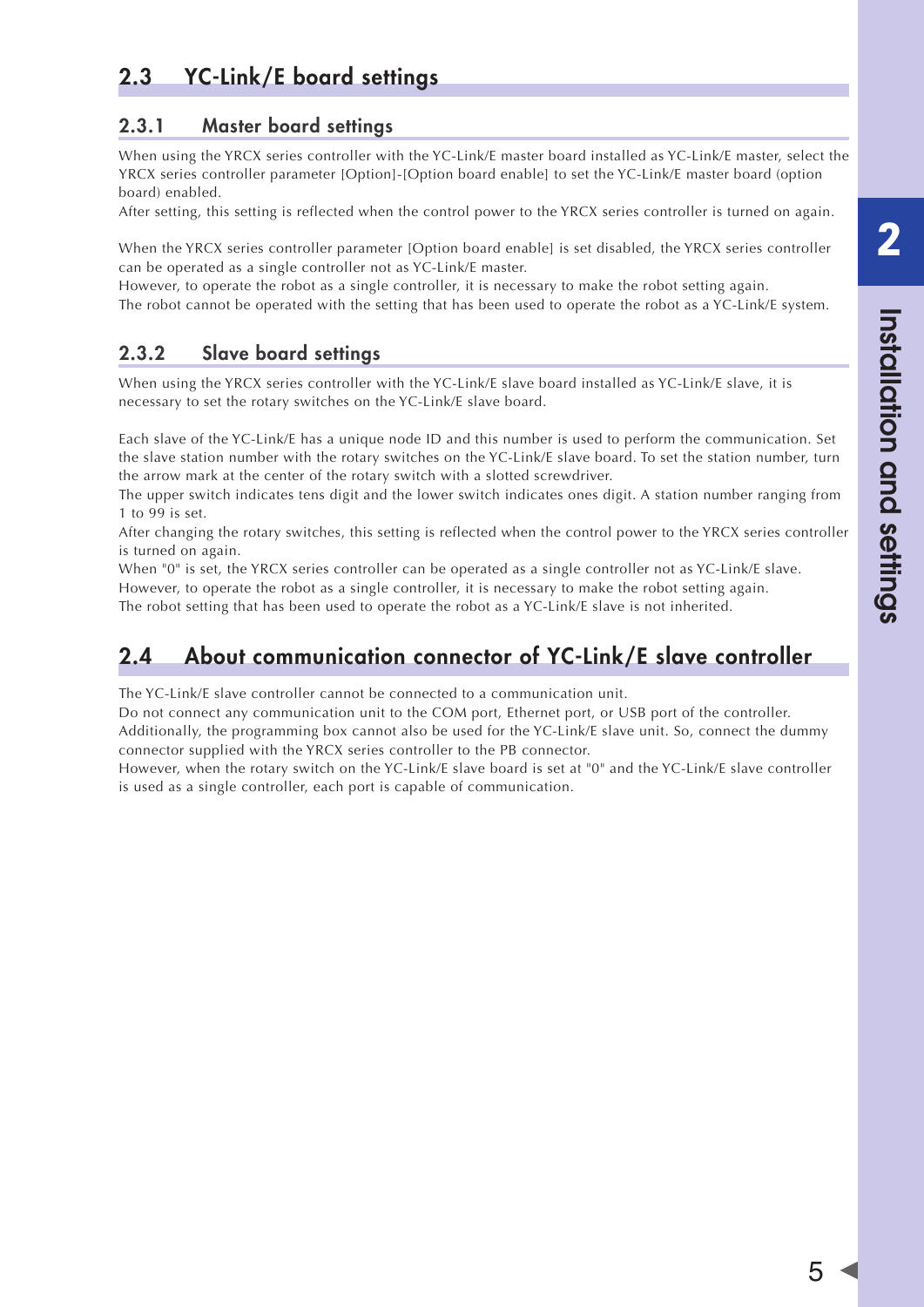## 2.3 YC-Link/E board settings

### 2.3.1 Master board settings

When using the YRCX series controller with the YC-Link/E master board installed as YC-Link/E master, select the YRCX series controller parameter [Option]-[Option board enable] to set the YC-Link/E master board (option board) enabled.
After setting, this setting is reflected when the control power to the YRCX series controller is turned on again.

When the YRCX series controller parameter [Option board enable] is set disabled, the YRCX series controller can be operated as a single controller not as YC-Link/E master.
However, to operate the robot as a single controller, it is necessary to make the robot setting again.
The robot cannot be operated with the setting that has been used to operate the robot as a YC-Link/E system.

### 2.3.2 Slave board settings

When using the YRCX series controller with the YC-Link/E slave board installed as YC-Link/E slave, it is necessary to set the rotary switches on the YC-Link/E slave board.

Each slave of the YC-Link/E has a unique node ID and this number is used to perform the communication. Set the slave station number with the rotary switches on the YC-Link/E slave board. To set the station number, turn the arrow mark at the center of the rotary switch with a slotted screwdriver.
The upper switch indicates tens digit and the lower switch indicates ones digit. A station number ranging from 1 to 99 is set.
After changing the rotary switches, this setting is reflected when the control power to the YRCX series controller is turned on again.
When "0" is set, the YRCX series controller can be operated as a single controller not as YC-Link/E slave.
However, to operate the robot as a single controller, it is necessary to make the robot setting again.
The robot setting that has been used to operate the robot as a YC-Link/E slave is not inherited.

## 2.4 About communication connector of YC-Link/E slave controller

The YC-Link/E slave controller cannot be connected to a communication unit.
Do not connect any communication unit to the COM port, Ethernet port, or USB port of the controller.
Additionally, the programming box cannot also be used for the YC-Link/E slave unit. So, connect the dummy connector supplied with the YRCX series controller to the PB connector.
However, when the rotary switch on the YC-Link/E slave board is set at "0" and the YC-Link/E slave controller is used as a single controller, each port is capable of communication.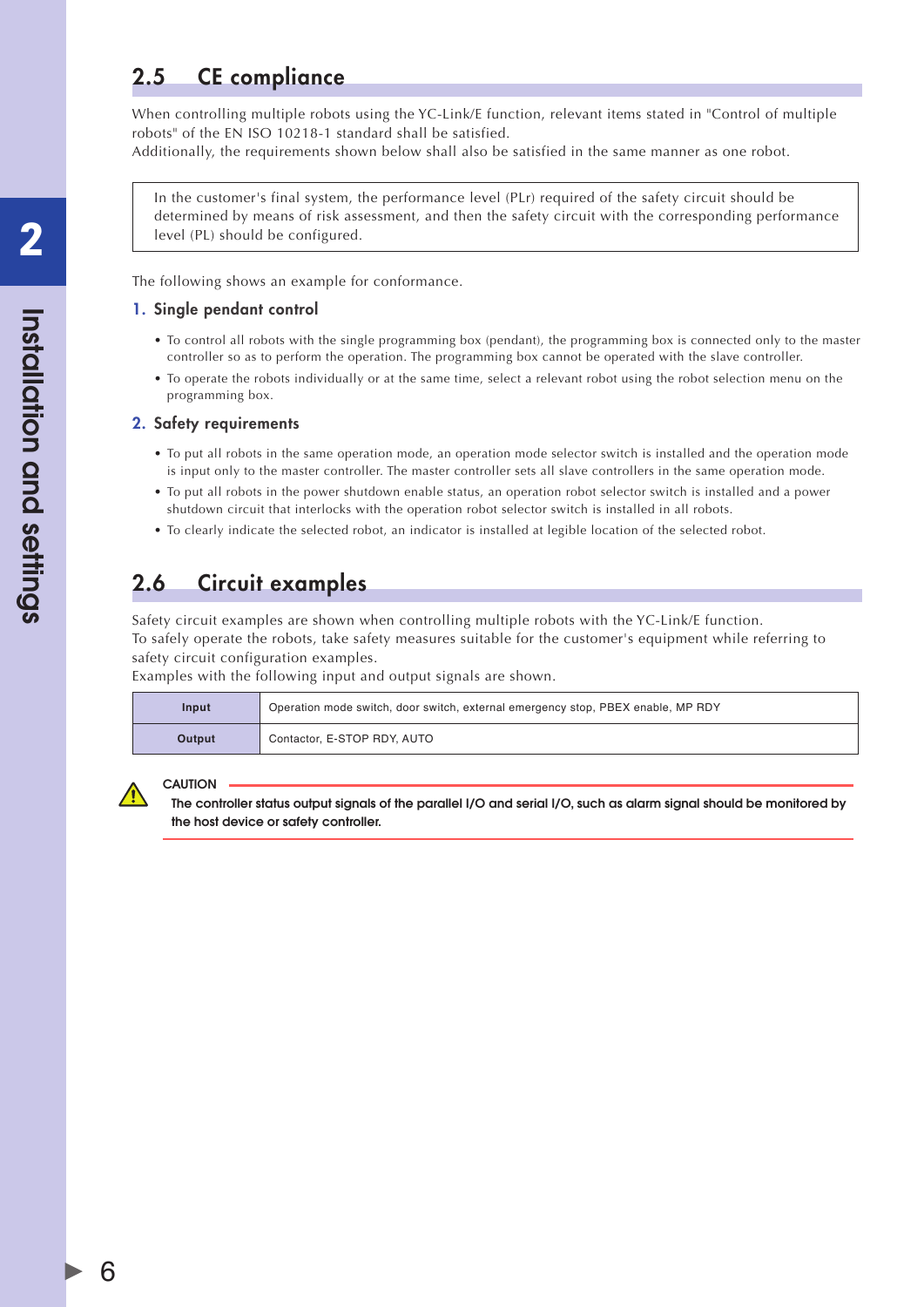## 2.5 CE compliance

When controlling multiple robots using the YC-Link/E function, relevant items stated in "Control of multiple robots" of the EN ISO 10218-1 standard shall be satisfied.
Additionally, the requirements shown below shall also be satisfied in the same manner as one robot.

> In the customer's final system, the performance level (PLr) required of the safety circuit should be determined by means of risk assessment, and then the safety circuit with the corresponding performance level (PL) should be configured.

The following shows an example for conformance.

### 1. Single pendant control

- To control all robots with the single programming box (pendant), the programming box is connected only to the master controller so as to perform the operation. The programming box cannot be operated with the slave controller.
- To operate the robots individually or at the same time, select a relevant robot using the robot selection menu on the programming box.

### 2. Safety requirements

- To put all robots in the same operation mode, an operation mode selector switch is installed and the operation mode is input only to the master controller. The master controller sets all slave controllers in the same operation mode.
- To put all robots in the power shutdown enable status, an operation robot selector switch is installed and a power shutdown circuit that interlocks with the operation robot selector switch is installed in all robots.
- To clearly indicate the selected robot, an indicator is installed at legible location of the selected robot.

## 2.6 Circuit examples

Safety circuit examples are shown when controlling multiple robots with the YC-Link/E function.
To safely operate the robots, take safety measures suitable for the customer's equipment while referring to safety circuit configuration examples.
Examples with the following input and output signals are shown.

| | |
|---|---|
| **Input** | Operation mode switch, door switch, external emergency stop, PBEX enable, MP RDY |
| **Output** | Contactor, E-STOP RDY, AUTO |

**CAUTION**

**The controller status output signals of the parallel I/O and serial I/O, such as alarm signal should be monitored by the host device or safety controller.**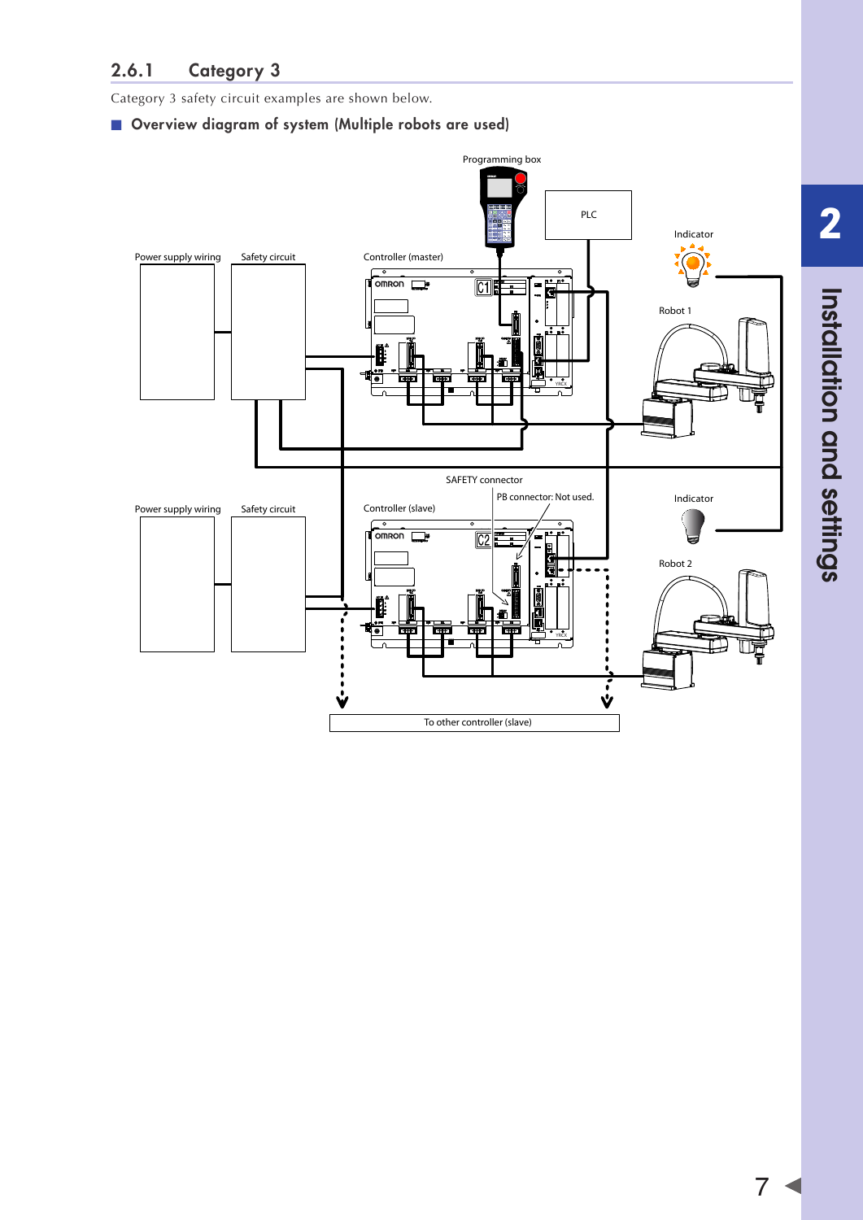## 2.6.1 Category 3

Category 3 safety circuit examples are shown below.

### ■ Overview diagram of system (Multiple robots are used)

Programming box

PLC

Indicator

Power supply wiring

Safety circuit

Controller (master)

Robot 1

SAFETY connector

PB connector: Not used.

Indicator

Power supply wiring

Safety circuit

Controller (slave)

Robot 2

To other controller (slave)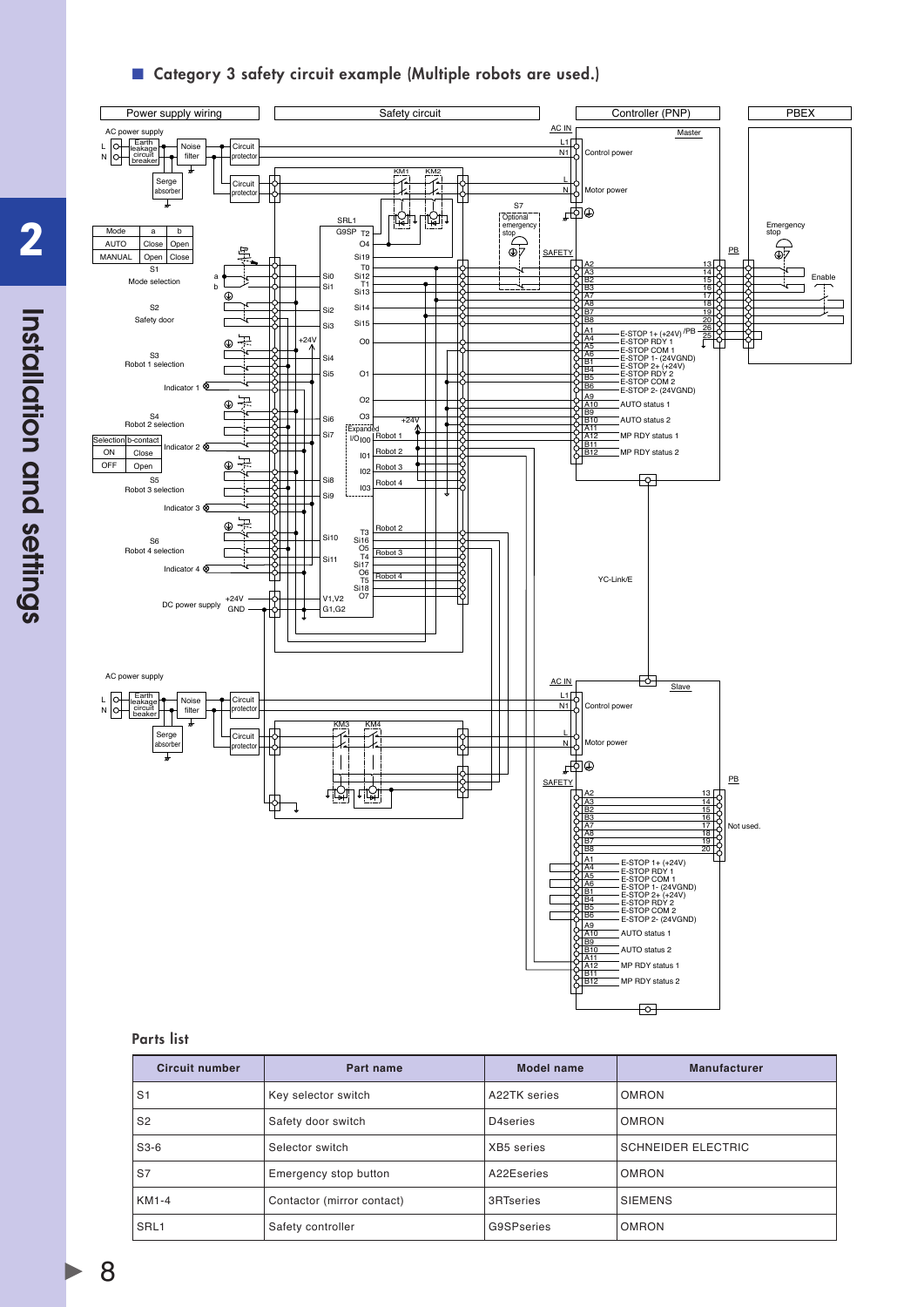## Category 3 safety circuit example (Multiple robots are used.)

### Parts list

| Circuit number | Part name | Model name | Manufacturer |
|---|---|---|---|
| S1 | Key selector switch | A22TK series | OMRON |
| S2 | Safety door switch | D4series | OMRON |
| S3-6 | Selector switch | XB5 series | SCHNEIDER ELECTRIC |
| S7 | Emergency stop button | A22Eseries | OMRON |
| KM1-4 | Contactor (mirror contact) | 3RTseries | SIEMENS |
| SRL1 | Safety controller | G9SPseries | OMRON |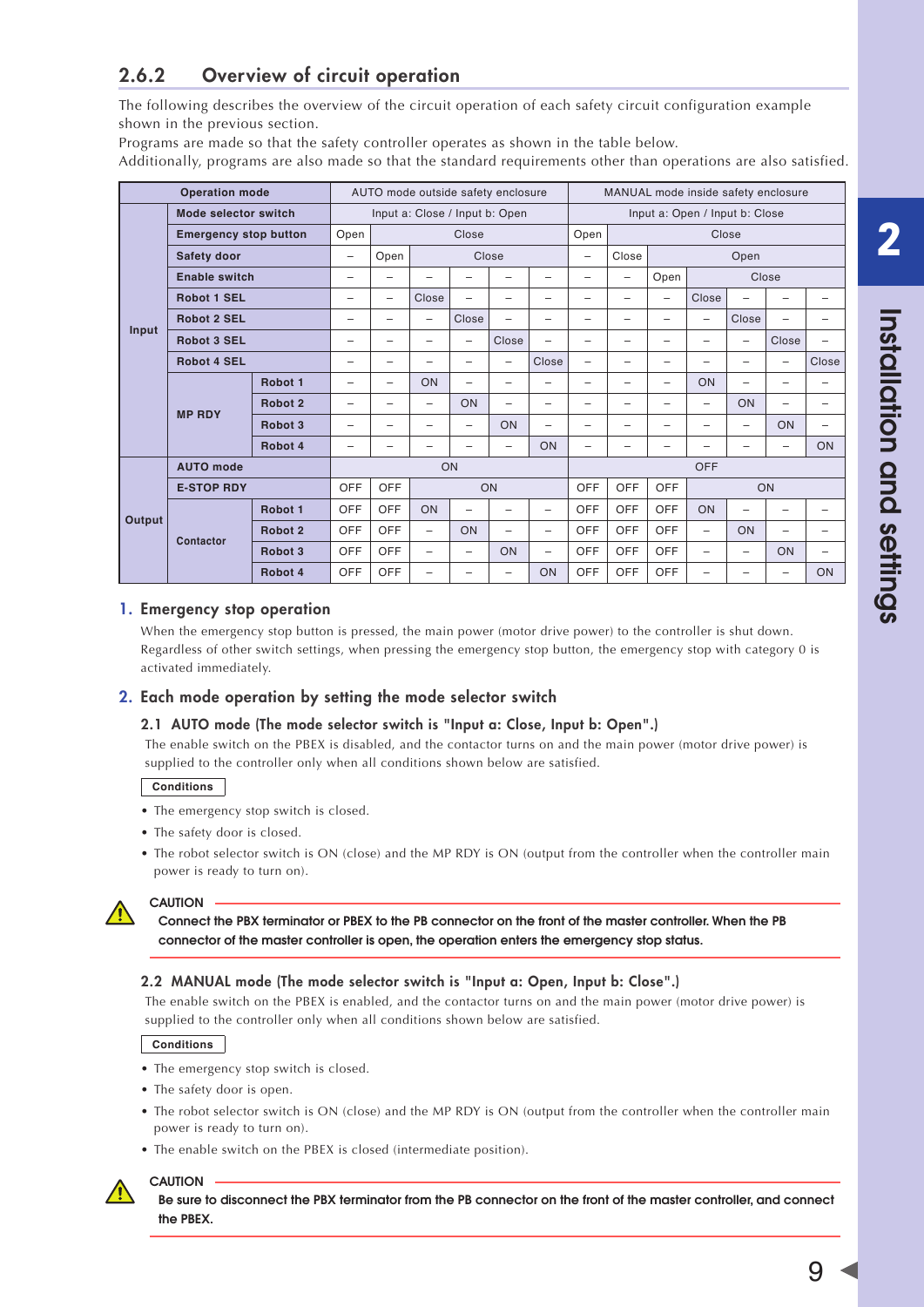### 2.6.2 Overview of circuit operation

The following describes the overview of the circuit operation of each safety circuit configuration example shown in the previous section.
Programs are made so that the safety controller operates as shown in the table below.
Additionally, programs are also made so that the standard requirements other than operations are also satisfied.

| Operation mode | | | AUTO mode outside safety enclosure | | | | | | MANUAL mode inside safety enclosure | | | | | | |
|---|---|---|---|---|---|---|---|---|---|---|---|---|---|---|---|
| Input | Mode selector switch | | Input a: Close / Input b: Open | | | | | | Input a: Open / Input b: Close | | | | | | |
| | Emergency stop button | | Open | Close | | | | | Open | Close | | | | | |
| | Safety door | | – | Open | Close | | | | – | Close | Open | | | | |
| | Enable switch | | – | – | – | – | – | – | – | – | Open | Close | | | |
| | Robot 1 SEL | | – | – | Close | – | – | – | – | – | – | Close | – | – | – |
| | Robot 2 SEL | | – | – | – | Close | – | – | – | – | – | – | Close | – | – |
| | Robot 3 SEL | | – | – | – | – | Close | – | – | – | – | – | – | Close | – |
| | Robot 4 SEL | | – | – | – | – | – | Close | – | – | – | – | – | – | Close |
| | MP RDY | Robot 1 | – | – | ON | – | – | – | – | – | – | ON | – | – | – |
| | | Robot 2 | – | – | – | ON | – | – | – | – | – | – | ON | – | – |
| | | Robot 3 | – | – | – | – | ON | – | – | – | – | – | – | ON | – |
| | | Robot 4 | – | – | – | – | – | ON | – | – | – | – | – | – | ON |
| Output | AUTO mode | | ON | | | | | | OFF | | | | | | |
| | E-STOP RDY | | OFF | OFF | ON | | | | OFF | OFF | OFF | ON | | | |
| | Contactor | Robot 1 | OFF | OFF | ON | – | – | – | OFF | OFF | OFF | ON | – | – | – |
| | | Robot 2 | OFF | OFF | – | ON | – | – | OFF | OFF | OFF | – | ON | – | – |
| | | Robot 3 | OFF | OFF | – | – | ON | – | OFF | OFF | OFF | – | – | ON | – |
| | | Robot 4 | OFF | OFF | – | – | – | ON | OFF | OFF | OFF | – | – | – | ON |

#### 1. Emergency stop operation

When the emergency stop button is pressed, the main power (motor drive power) to the controller is shut down.
Regardless of other switch settings, when pressing the emergency stop button, the emergency stop with category 0 is activated immediately.

#### 2. Each mode operation by setting the mode selector switch

##### 2.1 AUTO mode (The mode selector switch is "Input a: Close, Input b: Open".)

The enable switch on the PBEX is disabled, and the contactor turns on and the main power (motor drive power) is supplied to the controller only when all conditions shown below are satisfied.

**Conditions**

- The emergency stop switch is closed.
- The safety door is closed.
- The robot selector switch is ON (close) and the MP RDY is ON (output from the controller when the controller main power is ready to turn on).

**CAUTION**

**Connect the PBX terminator or PBEX to the PB connector on the front of the master controller. When the PB connector of the master controller is open, the operation enters the emergency stop status.**

##### 2.2 MANUAL mode (The mode selector switch is "Input a: Open, Input b: Close".)

The enable switch on the PBEX is enabled, and the contactor turns on and the main power (motor drive power) is supplied to the controller only when all conditions shown below are satisfied.

**Conditions**

- The emergency stop switch is closed.
- The safety door is open.
- The robot selector switch is ON (close) and the MP RDY is ON (output from the controller when the controller main power is ready to turn on).
- The enable switch on the PBEX is closed (intermediate position).

**CAUTION**

**Be sure to disconnect the PBX terminator from the PB connector on the front of the master controller, and connect the PBEX.**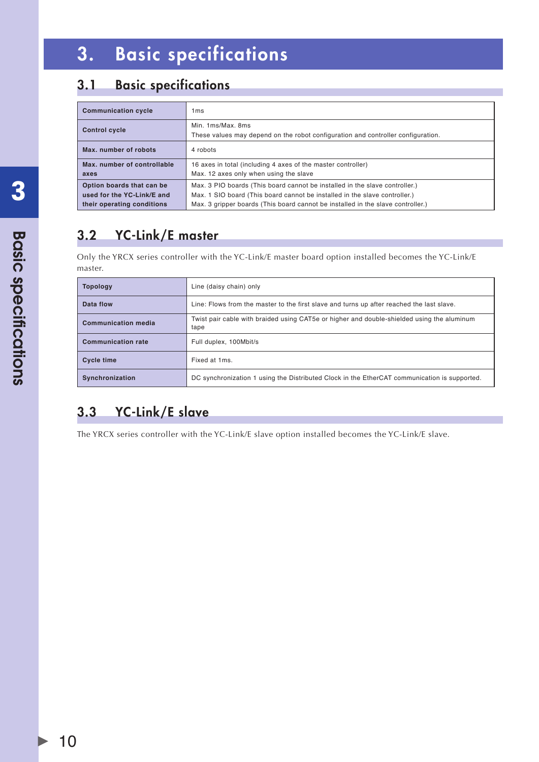# 3. Basic specifications

## 3.1 Basic specifications

| | |
|---|---|
| **Communication cycle** | 1ms |
| **Control cycle** | Min. 1ms/Max. 8ms<br>These values may depend on the robot configuration and controller configuration. |
| **Max. number of robots** | 4 robots |
| **Max. number of controllable axes** | 16 axes in total (including 4 axes of the master controller)<br>Max. 12 axes only when using the slave |
| **Option boards that can be used for the YC-Link/E and their operating conditions** | Max. 3 PIO boards (This board cannot be installed in the slave controller.)<br>Max. 1 SIO board (This board cannot be installed in the slave controller.)<br>Max. 3 gripper boards (This board cannot be installed in the slave controller.) |

## 3.2 YC-Link/E master

Only the YRCX series controller with the YC-Link/E master board option installed becomes the YC-Link/E master.

| | |
|---|---|
| **Topology** | Line (daisy chain) only |
| **Data flow** | Line: Flows from the master to the first slave and turns up after reached the last slave. |
| **Communication media** | Twist pair cable with braided using CAT5e or higher and double-shielded using the aluminum tape |
| **Communication rate** | Full duplex, 100Mbit/s |
| **Cycle time** | Fixed at 1ms. |
| **Synchronization** | DC synchronization 1 using the Distributed Clock in the EtherCAT communication is supported. |

## 3.3 YC-Link/E slave

The YRCX series controller with the YC-Link/E slave option installed becomes the YC-Link/E slave.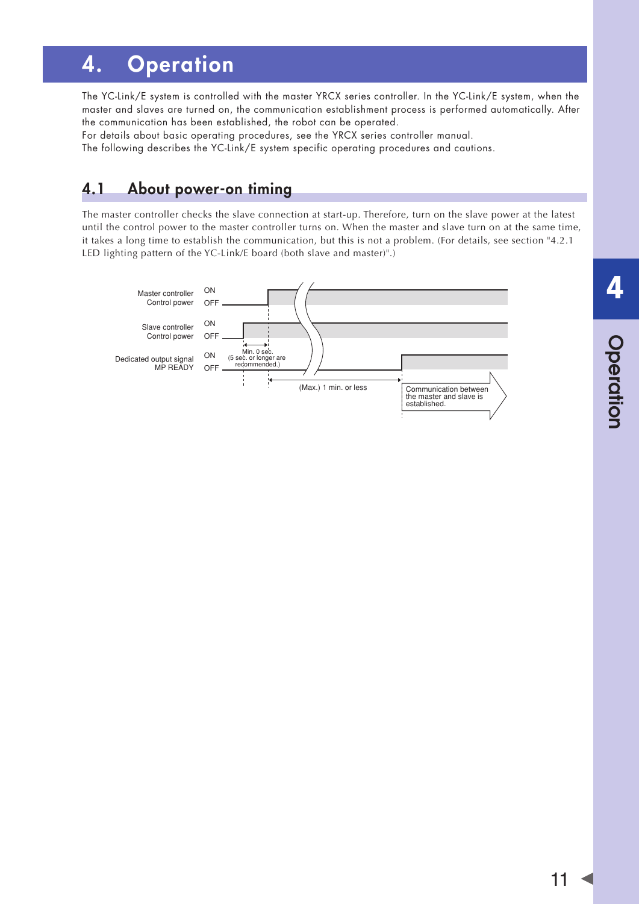# 4. Operation

The YC-Link/E system is controlled with the master YRCX series controller. In the YC-Link/E system, when the master and slaves are turned on, the communication establishment process is performed automatically. After the communication has been established, the robot can be operated.

For details about basic operating procedures, see the YRCX series controller manual.

The following describes the YC-Link/E system specific operating procedures and cautions.

## 4.1 About power-on timing

The master controller checks the slave connection at start-up. Therefore, turn on the slave power at the latest until the control power to the master controller turns on. When the master and slave turn on at the same time, it takes a long time to establish the communication, but this is not a problem. (For details, see section "4.2.1 LED lighting pattern of the YC-Link/E board (both slave and master)".)

Master controller Control power — ON / OFF

Slave controller Control power — ON / OFF

Dedicated output signal MP READY — ON / OFF

Min. 0 sec. (5 sec. or longer are recommended.)

(Max.) 1 min. or less

Communication between the master and slave is established.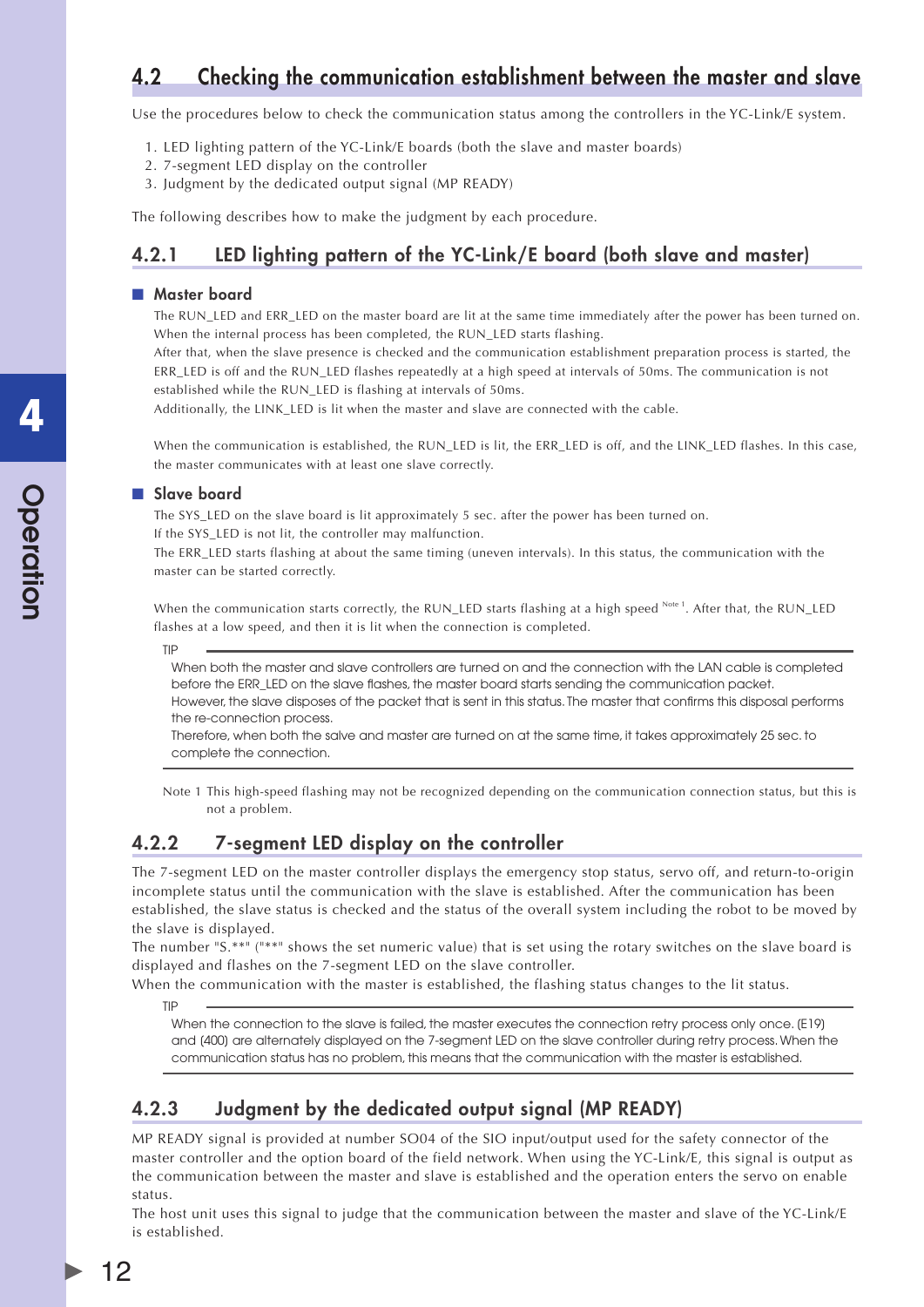## 4.2 Checking the communication establishment between the master and slave

Use the procedures below to check the communication status among the controllers in the YC-Link/E system.

1. LED lighting pattern of the YC-Link/E boards (both the slave and master boards)
2. 7-segment LED display on the controller
3. Judgment by the dedicated output signal (MP READY)

The following describes how to make the judgment by each procedure.

### 4.2.1 LED lighting pattern of the YC-Link/E board (both slave and master)

#### ■ Master board

The RUN_LED and ERR_LED on the master board are lit at the same time immediately after the power has been turned on. When the internal process has been completed, the RUN_LED starts flashing.
After that, when the slave presence is checked and the communication establishment preparation process is started, the ERR_LED is off and the RUN_LED flashes repeatedly at a high speed at intervals of 50ms. The communication is not established while the RUN_LED is flashing at intervals of 50ms.
Additionally, the LINK_LED is lit when the master and slave are connected with the cable.

When the communication is established, the RUN_LED is lit, the ERR_LED is off, and the LINK_LED flashes. In this case, the master communicates with at least one slave correctly.

#### ■ Slave board

The SYS_LED on the slave board is lit approximately 5 sec. after the power has been turned on.
If the SYS_LED is not lit, the controller may malfunction.
The ERR_LED starts flashing at about the same timing (uneven intervals). In this status, the communication with the master can be started correctly.

When the communication starts correctly, the RUN_LED starts flashing at a high speed [Note 1]. After that, the RUN_LED flashes at a low speed, and then it is lit when the connection is completed.

TIP

When both the master and slave controllers are turned on and the connection with the LAN cable is completed before the ERR_LED on the slave flashes, the master board starts sending the communication packet.
However, the slave disposes of the packet that is sent in this status. The master that confirms this disposal performs the re-connection process.
Therefore, when both the salve and master are turned on at the same time, it takes approximately 25 sec. to complete the connection.

Note 1 This high-speed flashing may not be recognized depending on the communication connection status, but this is not a problem.

### 4.2.2 7-segment LED display on the controller

The 7-segment LED on the master controller displays the emergency stop status, servo off, and return-to-origin incomplete status until the communication with the slave is established. After the communication has been established, the slave status is checked and the status of the overall system including the robot to be moved by the slave is displayed.
The number "S.**" ("**" shows the set numeric value) that is set using the rotary switches on the slave board is displayed and flashes on the 7-segment LED on the slave controller.
When the communication with the master is established, the flashing status changes to the lit status.

TIP

When the connection to the slave is failed, the master executes the connection retry process only once. (E19) and (400) are alternately displayed on the 7-segment LED on the slave controller during retry process. When the communication status has no problem, this means that the communication with the master is established.

### 4.2.3 Judgment by the dedicated output signal (MP READY)

MP READY signal is provided at number SO04 of the SIO input/output used for the safety connector of the master controller and the option board of the field network. When using the YC-Link/E, this signal is output as the communication between the master and slave is established and the operation enters the servo on enable status.
The host unit uses this signal to judge that the communication between the master and slave of the YC-Link/E is established.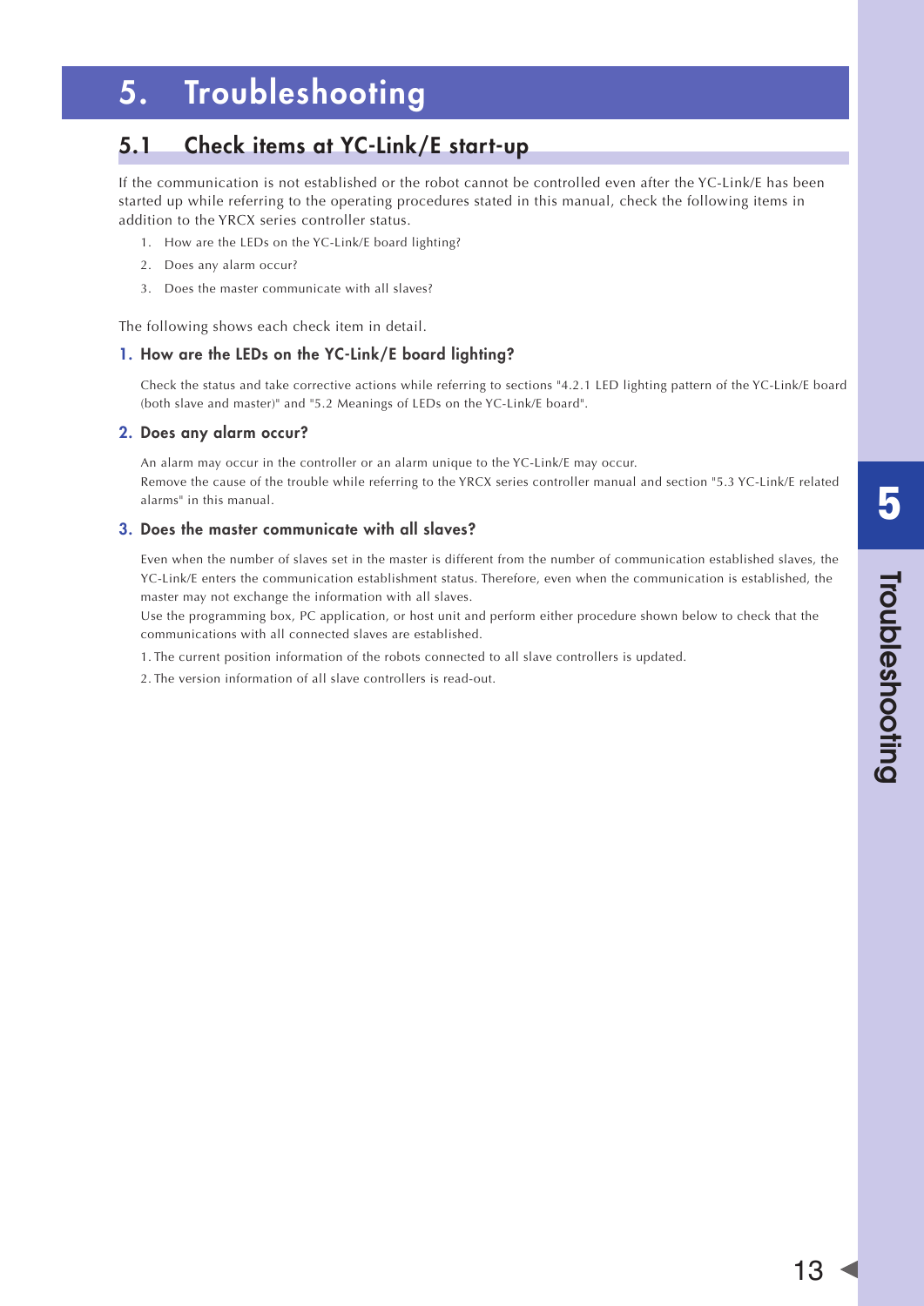# 5. Troubleshooting

## 5.1 Check items at YC-Link/E start-up

If the communication is not established or the robot cannot be controlled even after the YC-Link/E has been started up while referring to the operating procedures stated in this manual, check the following items in addition to the YRCX series controller status.

1. How are the LEDs on the YC-Link/E board lighting?
2. Does any alarm occur?
3. Does the master communicate with all slaves?

The following shows each check item in detail.

### 1. How are the LEDs on the YC-Link/E board lighting?

Check the status and take corrective actions while referring to sections "4.2.1 LED lighting pattern of the YC-Link/E board (both slave and master)" and "5.2 Meanings of LEDs on the YC-Link/E board".

### 2. Does any alarm occur?

An alarm may occur in the controller or an alarm unique to the YC-Link/E may occur.
Remove the cause of the trouble while referring to the YRCX series controller manual and section "5.3 YC-Link/E related alarms" in this manual.

### 3. Does the master communicate with all slaves?

Even when the number of slaves set in the master is different from the number of communication established slaves, the YC-Link/E enters the communication establishment status. Therefore, even when the communication is established, the master may not exchange the information with all slaves.
Use the programming box, PC application, or host unit and perform either procedure shown below to check that the communications with all connected slaves are established.

1. The current position information of the robots connected to all slave controllers is updated.
2. The version information of all slave controllers is read-out.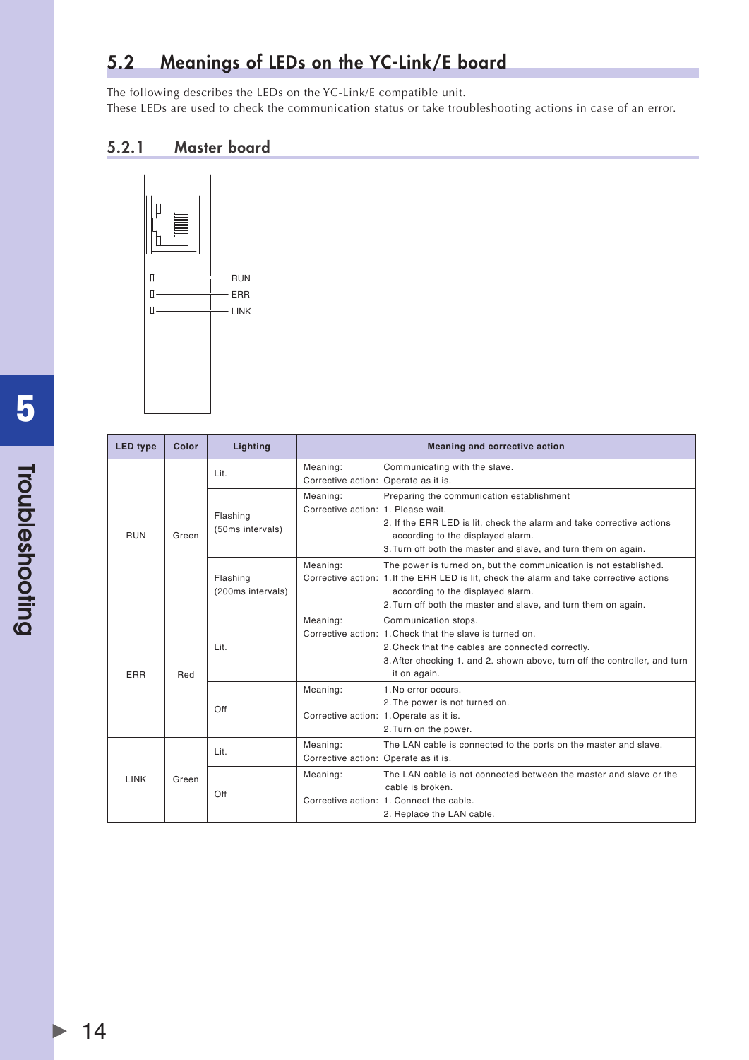## 5.2 Meanings of LEDs on the YC-Link/E board

The following describes the LEDs on the YC-Link/E compatible unit.
These LEDs are used to check the communication status or take troubleshooting actions in case of an error.

### 5.2.1 Master board

RUN
ERR
LINK

| LED type | Color | Lighting | Meaning and corrective action |
|---|---|---|---|
| RUN | Green | Lit. | Meaning: Communicating with the slave.<br>Corrective action: Operate as it is. |
| | | Flashing (50ms intervals) | Meaning: Preparing the communication establishment<br>Corrective action: 1. Please wait.<br>2. If the ERR LED is lit, check the alarm and take corrective actions according to the displayed alarm.<br>3. Turn off both the master and slave, and turn them on again. |
| | | Flashing (200ms intervals) | Meaning: The power is turned on, but the communication is not established.<br>Corrective action: 1. If the ERR LED is lit, check the alarm and take corrective actions according to the displayed alarm.<br>2. Turn off both the master and slave, and turn them on again. |
| ERR | Red | Lit. | Meaning: Communication stops.<br>Corrective action: 1. Check that the slave is turned on.<br>2. Check that the cables are connected correctly.<br>3. After checking 1. and 2. shown above, turn off the controller, and turn it on again. |
| | | Off | Meaning: 1. No error occurs.<br>2. The power is not turned on.<br>Corrective action: 1. Operate as it is.<br>2. Turn on the power. |
| LINK | Green | Lit. | Meaning: The LAN cable is connected to the ports on the master and slave.<br>Corrective action: Operate as it is. |
| | | Off | Meaning: The LAN cable is not connected between the master and slave or the cable is broken.<br>Corrective action: 1. Connect the cable.<br>2. Replace the LAN cable. |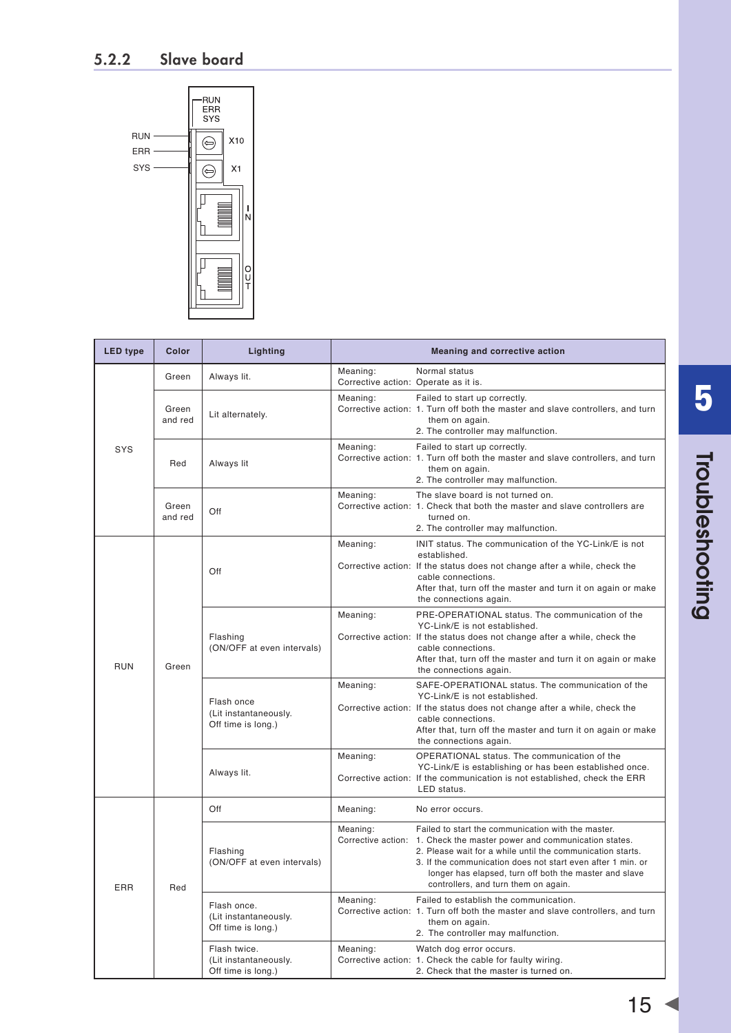## 5.2.2 Slave board

| LED type | Color | Lighting | Meaning and corrective action |
|---|---|---|---|
| SYS | Green | Always lit. | Meaning: Normal status<br>Corrective action: Operate as it is. |
| | Green and red | Lit alternately. | Meaning: Failed to start up correctly.<br>Corrective action: 1. Turn off both the master and slave controllers, and turn them on again.<br>2. The controller may malfunction. |
| | Red | Always lit | Meaning: Failed to start up correctly.<br>Corrective action: 1. Turn off both the master and slave controllers, and turn them on again.<br>2. The controller may malfunction. |
| | Green and red | Off | Meaning: The slave board is not turned on.<br>Corrective action: 1. Check that both the master and slave controllers are turned on.<br>2. The controller may malfunction. |
| RUN | Green | Off | Meaning: INIT status. The communication of the YC-Link/E is not established.<br>Corrective action: If the status does not change after a while, check the cable connections.<br>After that, turn off the master and turn it on again or make the connections again. |
| | | Flashing (ON/OFF at even intervals) | Meaning: PRE-OPERATIONAL status. The communication of the YC-Link/E is not established.<br>Corrective action: If the status does not change after a while, check the cable connections.<br>After that, turn off the master and turn it on again or make the connections again. |
| | | Flash once (Lit instantaneously. Off time is long.) | Meaning: SAFE-OPERATIONAL status. The communication of the YC-Link/E is not established.<br>Corrective action: If the status does not change after a while, check the cable connections.<br>After that, turn off the master and turn it on again or make the connections again. |
| | | Always lit. | Meaning: OPERATIONAL status. The communication of the YC-Link/E is establishing or has been established once.<br>Corrective action: If the communication is not established, check the ERR LED status. |
| ERR | Red | Off | Meaning: No error occurs. |
| | | Flashing (ON/OFF at even intervals) | Meaning: Failed to start the communication with the master.<br>Corrective action: 1. Check the master power and communication states.<br>2. Please wait for a while until the communication starts.<br>3. If the communication does not start even after 1 min. or longer has elapsed, turn off both the master and slave controllers, and turn them on again. |
| | | Flash once. (Lit instantaneously. Off time is long.) | Meaning: Failed to establish the communication.<br>Corrective action: 1. Turn off both the master and slave controllers, and turn them on again.<br>2. The controller may malfunction. |
| | | Flash twice. (Lit instantaneously. Off time is long.) | Meaning: Watch dog error occurs.<br>Corrective action: 1. Check the cable for faulty wiring.<br>2. Check that the master is turned on. |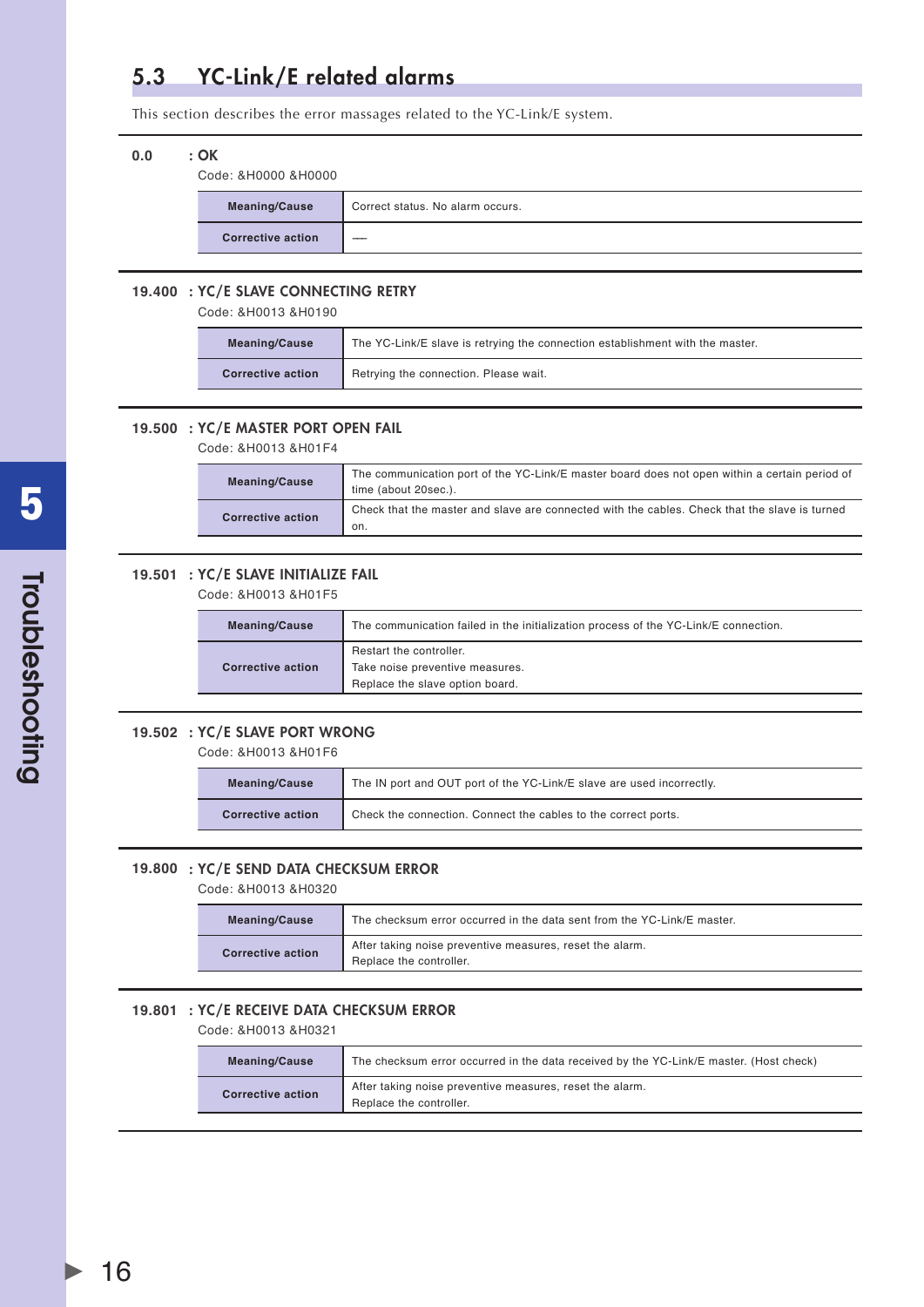## 5.3 YC-Link/E related alarms

This section describes the error massages related to the YC-Link/E system.

**0.0 : OK**

Code: &H0000 &H0000

| | |
|---|---|
| **Meaning/Cause** | Correct status. No alarm occurs. |
| **Corrective action** | ---- |

**19.400 : YC/E SLAVE CONNECTING RETRY**

Code: &H0013 &H0190

| | |
|---|---|
| **Meaning/Cause** | The YC-Link/E slave is retrying the connection establishment with the master. |
| **Corrective action** | Retrying the connection. Please wait. |

**19.500 : YC/E MASTER PORT OPEN FAIL**

Code: &H0013 &H01F4

| | |
|---|---|
| **Meaning/Cause** | The communication port of the YC-Link/E master board does not open within a certain period of time (about 20sec.). |
| **Corrective action** | Check that the master and slave are connected with the cables. Check that the slave is turned on. |

**19.501 : YC/E SLAVE INITIALIZE FAIL**

Code: &H0013 &H01F5

| | |
|---|---|
| **Meaning/Cause** | The communication failed in the initialization process of the YC-Link/E connection. |
| **Corrective action** | Restart the controller.<br>Take noise preventive measures.<br>Replace the slave option board. |

**19.502 : YC/E SLAVE PORT WRONG**

Code: &H0013 &H01F6

| | |
|---|---|
| **Meaning/Cause** | The IN port and OUT port of the YC-Link/E slave are used incorrectly. |
| **Corrective action** | Check the connection. Connect the cables to the correct ports. |

**19.800 : YC/E SEND DATA CHECKSUM ERROR**

Code: &H0013 &H0320

| | |
|---|---|
| **Meaning/Cause** | The checksum error occurred in the data sent from the YC-Link/E master. |
| **Corrective action** | After taking noise preventive measures, reset the alarm.<br>Replace the controller. |

**19.801 : YC/E RECEIVE DATA CHECKSUM ERROR**

Code: &H0013 &H0321

| | |
|---|---|
| **Meaning/Cause** | The checksum error occurred in the data received by the YC-Link/E master. (Host check) |
| **Corrective action** | After taking noise preventive measures, reset the alarm.<br>Replace the controller. |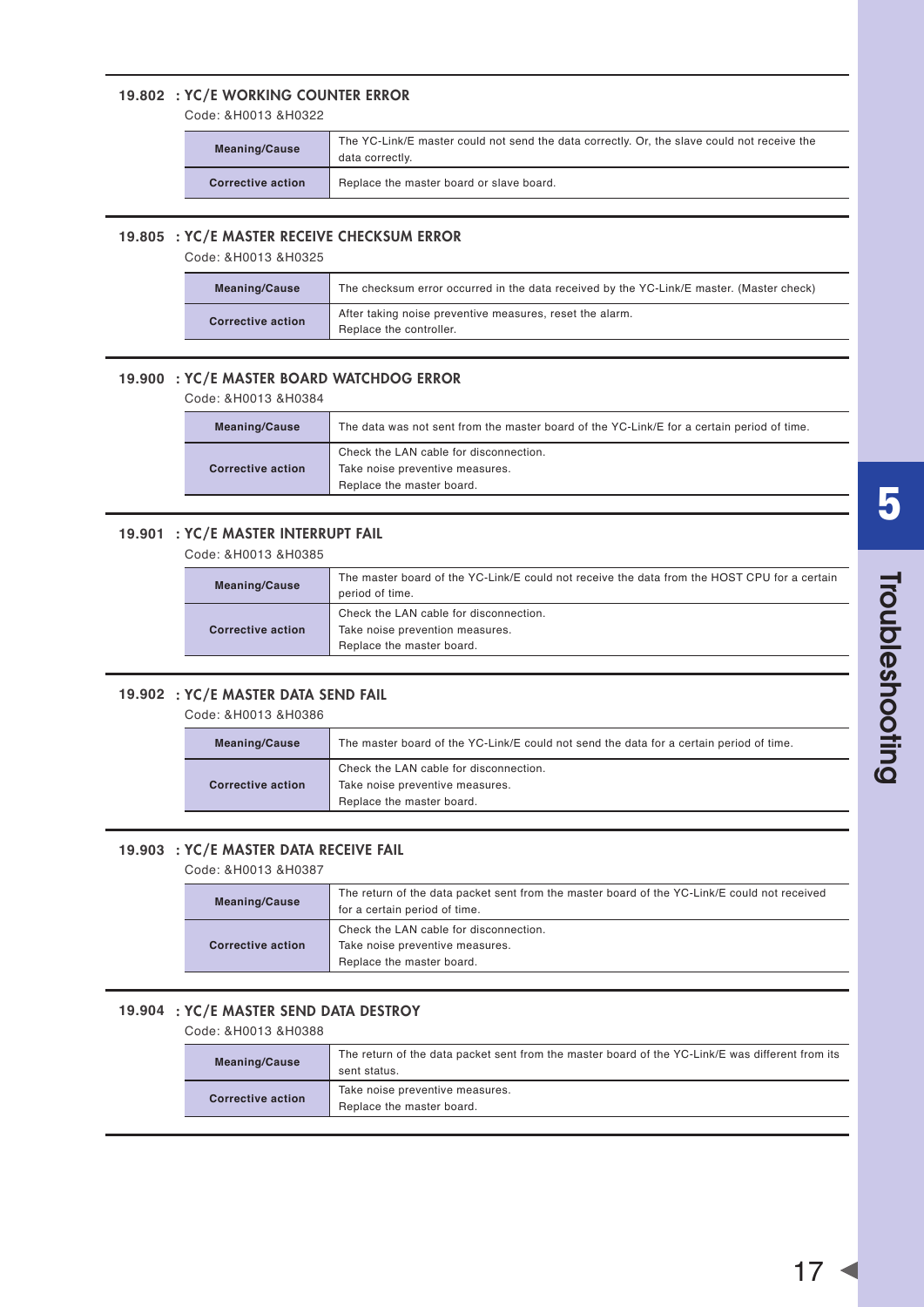### 19.802 : YC/E WORKING COUNTER ERROR

Code: &H0013 &H0322

| | |
|---|---|
| **Meaning/Cause** | The YC-Link/E master could not send the data correctly. Or, the slave could not receive the data correctly. |
| **Corrective action** | Replace the master board or slave board. |

### 19.805 : YC/E MASTER RECEIVE CHECKSUM ERROR

Code: &H0013 &H0325

| | |
|---|---|
| **Meaning/Cause** | The checksum error occurred in the data received by the YC-Link/E master. (Master check) |
| **Corrective action** | After taking noise preventive measures, reset the alarm.<br>Replace the controller. |

### 19.900 : YC/E MASTER BOARD WATCHDOG ERROR

Code: &H0013 &H0384

| | |
|---|---|
| **Meaning/Cause** | The data was not sent from the master board of the YC-Link/E for a certain period of time. |
| **Corrective action** | Check the LAN cable for disconnection.<br>Take noise preventive measures.<br>Replace the master board. |

### 19.901 : YC/E MASTER INTERRUPT FAIL

Code: &H0013 &H0385

| | |
|---|---|
| **Meaning/Cause** | The master board of the YC-Link/E could not receive the data from the HOST CPU for a certain period of time. |
| **Corrective action** | Check the LAN cable for disconnection.<br>Take noise prevention measures.<br>Replace the master board. |

### 19.902 : YC/E MASTER DATA SEND FAIL

Code: &H0013 &H0386

| | |
|---|---|
| **Meaning/Cause** | The master board of the YC-Link/E could not send the data for a certain period of time. |
| **Corrective action** | Check the LAN cable for disconnection.<br>Take noise preventive measures.<br>Replace the master board. |

### 19.903 : YC/E MASTER DATA RECEIVE FAIL

Code: &H0013 &H0387

| | |
|---|---|
| **Meaning/Cause** | The return of the data packet sent from the master board of the YC-Link/E could not received for a certain period of time. |
| **Corrective action** | Check the LAN cable for disconnection.<br>Take noise preventive measures.<br>Replace the master board. |

### 19.904 : YC/E MASTER SEND DATA DESTROY

Code: &H0013 &H0388

| | |
|---|---|
| **Meaning/Cause** | The return of the data packet sent from the master board of the YC-Link/E was different from its sent status. |
| **Corrective action** | Take noise preventive measures.<br>Replace the master board. |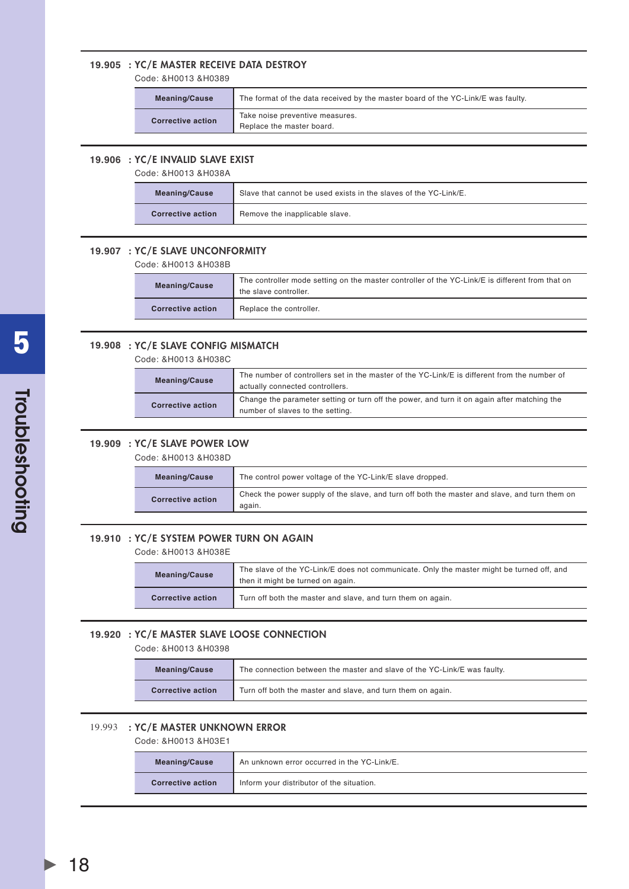### 19.905 : YC/E MASTER RECEIVE DATA DESTROY

Code: &H0013 &H0389

| Meaning/Cause | The format of the data received by the master board of the YC-Link/E was faulty. |
|---|---|
| Corrective action | Take noise preventive measures.<br>Replace the master board. |

### 19.906 : YC/E INVALID SLAVE EXIST

Code: &H0013 &H038A

| Meaning/Cause | Slave that cannot be used exists in the slaves of the YC-Link/E. |
|---|---|
| Corrective action | Remove the inapplicable slave. |

### 19.907 : YC/E SLAVE UNCONFORMITY

Code: &H0013 &H038B

| Meaning/Cause | The controller mode setting on the master controller of the YC-Link/E is different from that on the slave controller. |
|---|---|
| Corrective action | Replace the controller. |

### 19.908 : YC/E SLAVE CONFIG MISMATCH

Code: &H0013 &H038C

| Meaning/Cause | The number of controllers set in the master of the YC-Link/E is different from the number of actually connected controllers. |
|---|---|
| Corrective action | Change the parameter setting or turn off the power, and turn it on again after matching the number of slaves to the setting. |

### 19.909 : YC/E SLAVE POWER LOW

Code: &H0013 &H038D

| Meaning/Cause | The control power voltage of the YC-Link/E slave dropped. |
|---|---|
| Corrective action | Check the power supply of the slave, and turn off both the master and slave, and turn them on again. |

### 19.910 : YC/E SYSTEM POWER TURN ON AGAIN

Code: &H0013 &H038E

| Meaning/Cause | The slave of the YC-Link/E does not communicate. Only the master might be turned off, and then it might be turned on again. |
|---|---|
| Corrective action | Turn off both the master and slave, and turn them on again. |

### 19.920 : YC/E MASTER SLAVE LOOSE CONNECTION

Code: &H0013 &H0398

| Meaning/Cause | The connection between the master and slave of the YC-Link/E was faulty. |
|---|---|
| Corrective action | Turn off both the master and slave, and turn them on again. |

### 19.993 : YC/E MASTER UNKNOWN ERROR

Code: &H0013 &H03E1

| Meaning/Cause | An unknown error occurred in the YC-Link/E. |
|---|---|
| Corrective action | Inform your distributor of the situation. |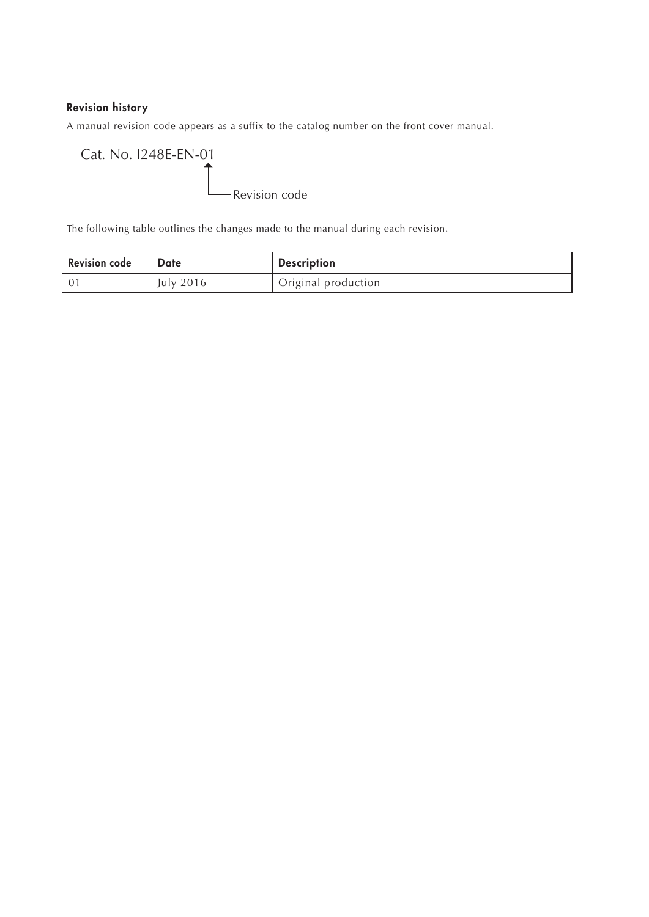### Revision history

A manual revision code appears as a suffix to the catalog number on the front cover manual.

Cat. No. I248E-EN-01

Revision code

The following table outlines the changes made to the manual during each revision.

| Revision code | Date | Description |
| --- | --- | --- |
| 01 | July 2016 | Original production |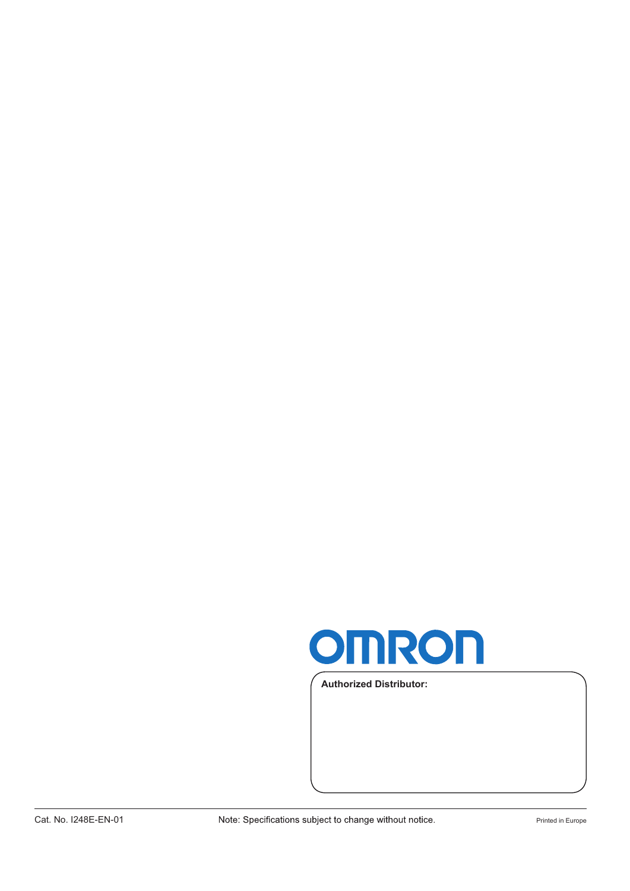OMRON

**Authorized Distributor:**

Cat. No. I248E-EN-01

Note: Specifications subject to change without notice.

Printed in Europe